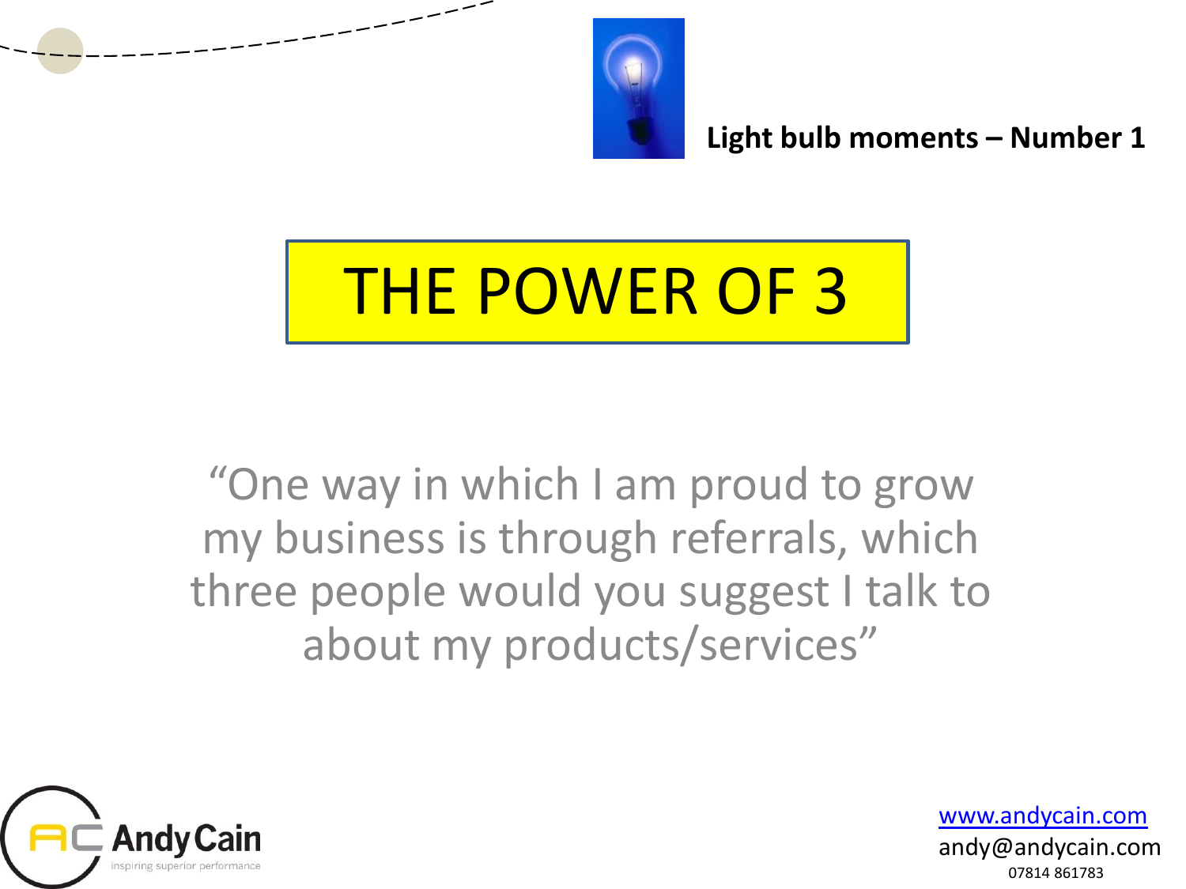**Light bulb moments – Number 1**

# THE POWER OF 3

"One way in which I am proud to grow my business is through referrals, which three people would you suggest I talk to about my products/services"

Andy Cain
inspiring superior performance

www.andycain.com
andy@andycain.com
07814 861783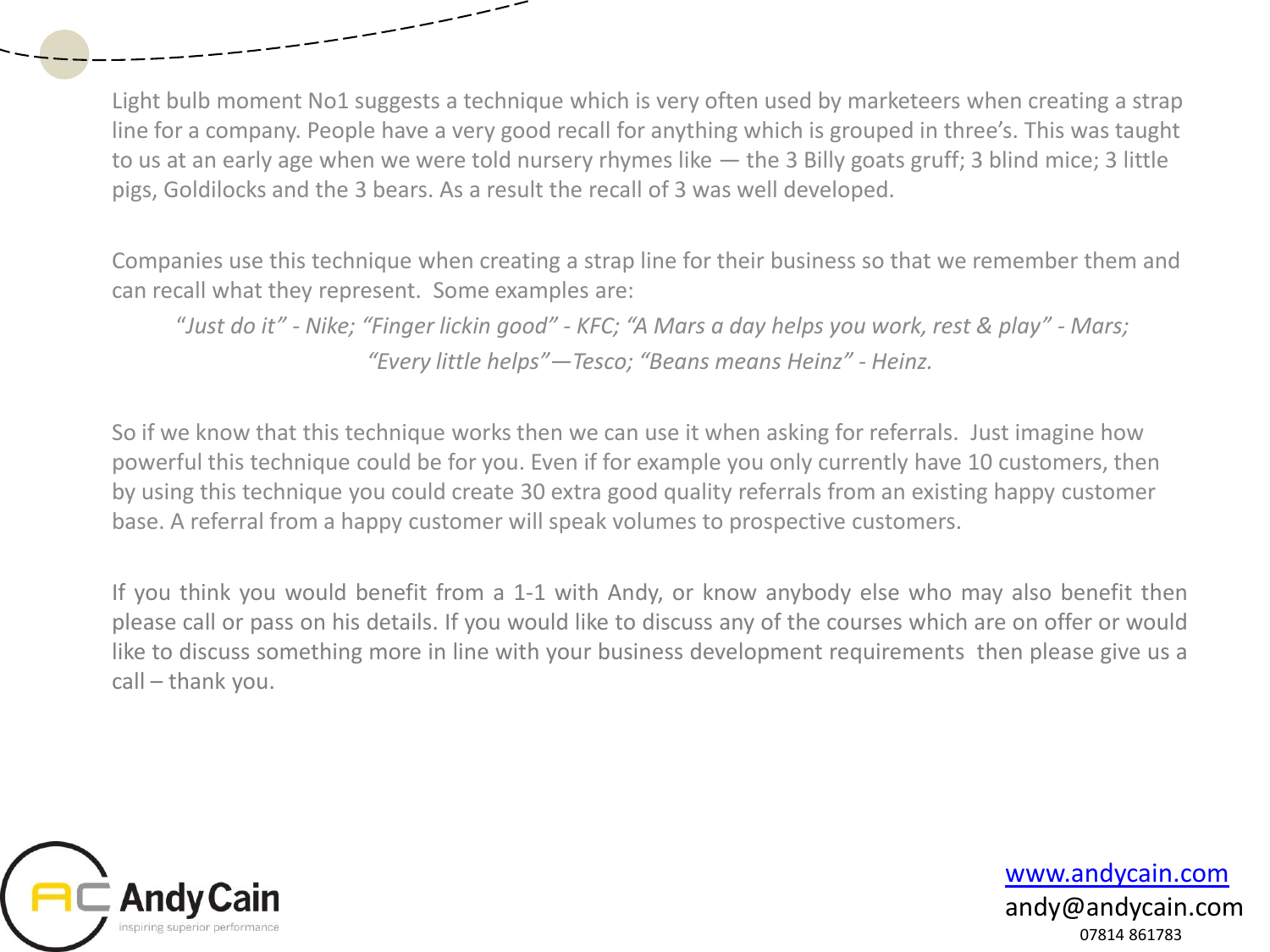Light bulb moment No1 suggests a technique which is very often used by marketeers when creating a strap line for a company. People have a very good recall for anything which is grouped in three's. This was taught to us at an early age when we were told nursery rhymes like — the 3 Billy goats gruff; 3 blind mice; 3 little pigs, Goldilocks and the 3 bears. As a result the recall of 3 was well developed.

Companies use this technique when creating a strap line for their business so that we remember them and can recall what they represent. Some examples are:

*"Just do it" - Nike; "Finger lickin good" - KFC; "A Mars a day helps you work, rest & play" - Mars; "Every little helps"—Tesco; "Beans means Heinz" - Heinz.*

So if we know that this technique works then we can use it when asking for referrals. Just imagine how powerful this technique could be for you. Even if for example you only currently have 10 customers, then by using this technique you could create 30 extra good quality referrals from an existing happy customer base. A referral from a happy customer will speak volumes to prospective customers.

If you think you would benefit from a 1-1 with Andy, or know anybody else who may also benefit then please call or pass on his details. If you would like to discuss any of the courses which are on offer or would like to discuss something more in line with your business development requirements then please give us a call – thank you.

AC Andy Cain
inspiring superior performance

www.andycain.com
andy@andycain.com
07814 861783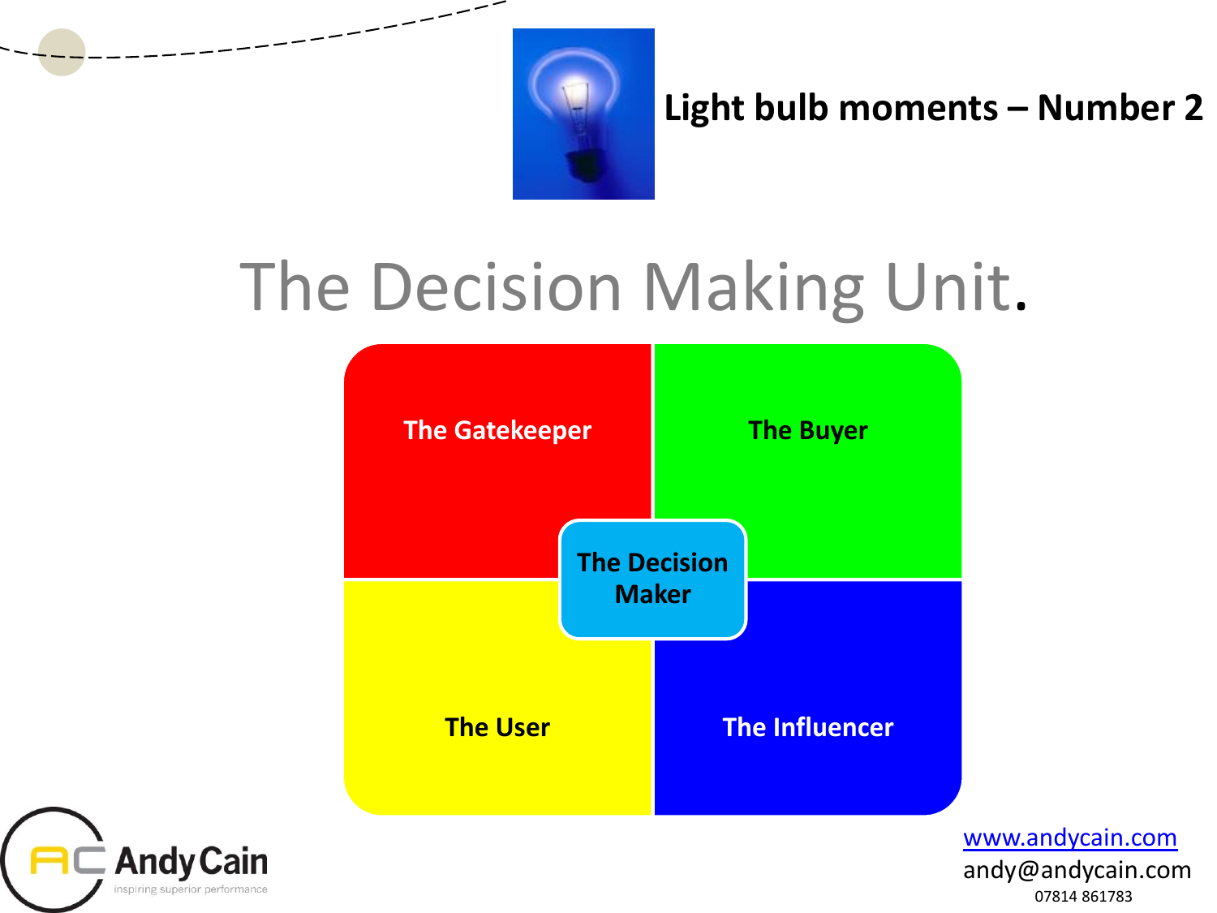**Light bulb moments – Number 2**

# The Decision Making Unit.

- The Gatekeeper
- The Buyer
- The Decision Maker
- The User
- The Influencer

Andy Cain
inspiring superior performance

www.andycain.com
andy@andycain.com
07814 861783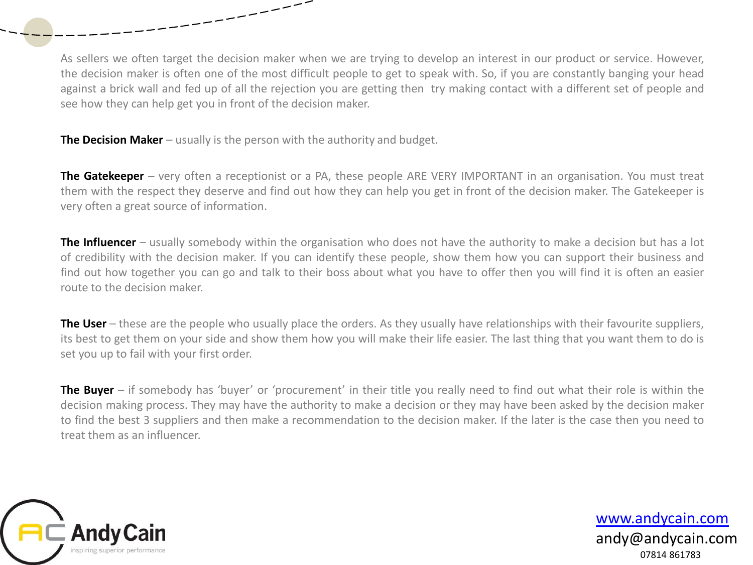As sellers we often target the decision maker when we are trying to develop an interest in our product or service. However, the decision maker is often one of the most difficult people to get to speak with. So, if you are constantly banging your head against a brick wall and fed up of all the rejection you are getting then try making contact with a different set of people and see how they can help get you in front of the decision maker.

**The Decision Maker** – usually is the person with the authority and budget.

**The Gatekeeper** – very often a receptionist or a PA, these people ARE VERY IMPORTANT in an organisation. You must treat them with the respect they deserve and find out how they can help you get in front of the decision maker. The Gatekeeper is very often a great source of information.

**The Influencer** – usually somebody within the organisation who does not have the authority to make a decision but has a lot of credibility with the decision maker. If you can identify these people, show them how you can support their business and find out how together you can go and talk to their boss about what you have to offer then you will find it is often an easier route to the decision maker.

**The User** – these are the people who usually place the orders. As they usually have relationships with their favourite suppliers, its best to get them on your side and show them how you will make their life easier. The last thing that you want them to do is set you up to fail with your first order.

**The Buyer** – if somebody has ‘buyer’ or ‘procurement’ in their title you really need to find out what their role is within the decision making process. They may have the authority to make a decision or they may have been asked by the decision maker to find the best 3 suppliers and then make a recommendation to the decision maker. If the later is the case then you need to treat them as an influencer.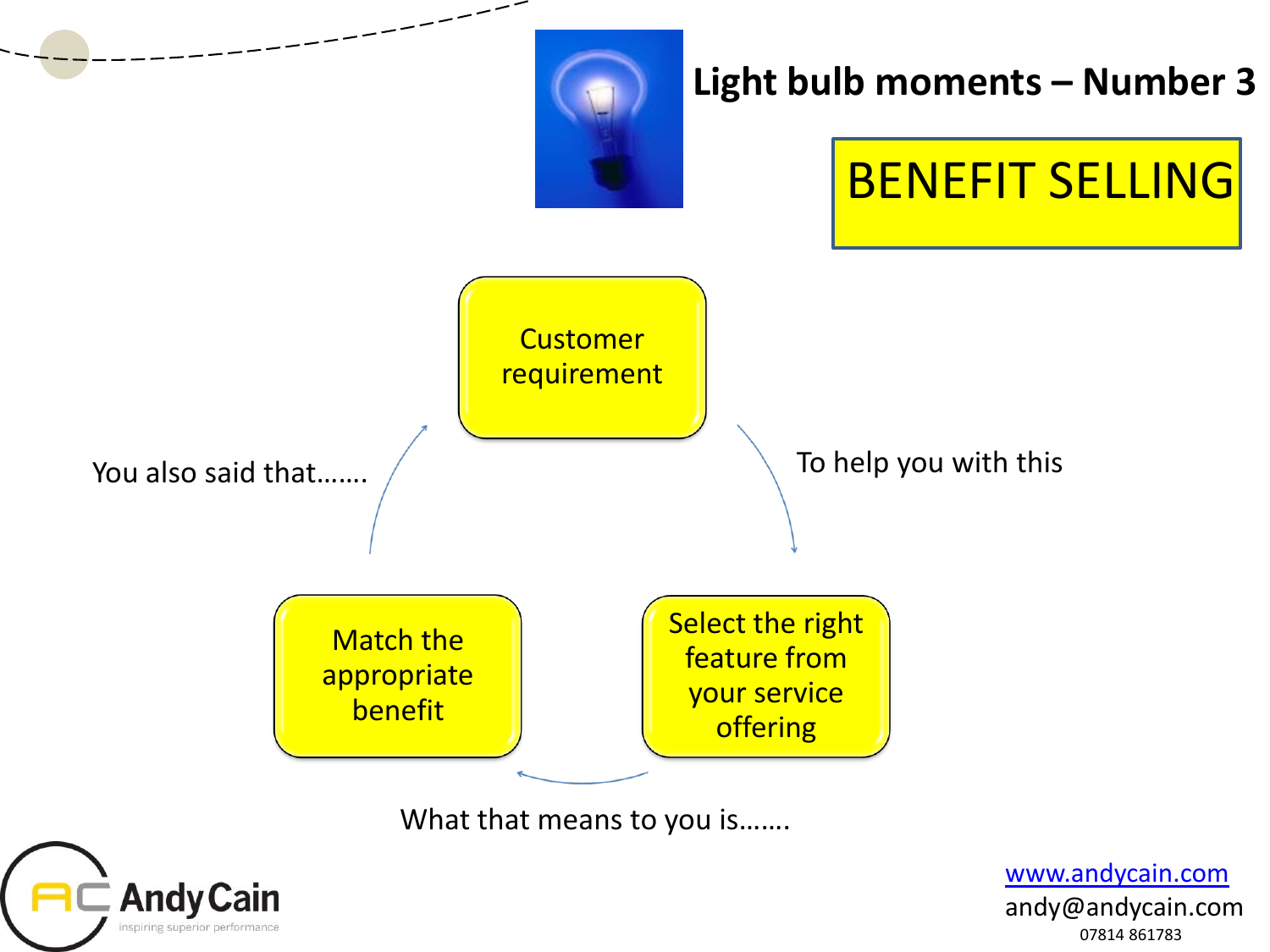# Light bulb moments – Number 3

## BENEFIT SELLING

Customer requirement

To help you with this

Select the right feature from your service offering

What that means to you is…….

Match the appropriate benefit

You also said that…….

www.andycain.com
andy@andycain.com
07814 861783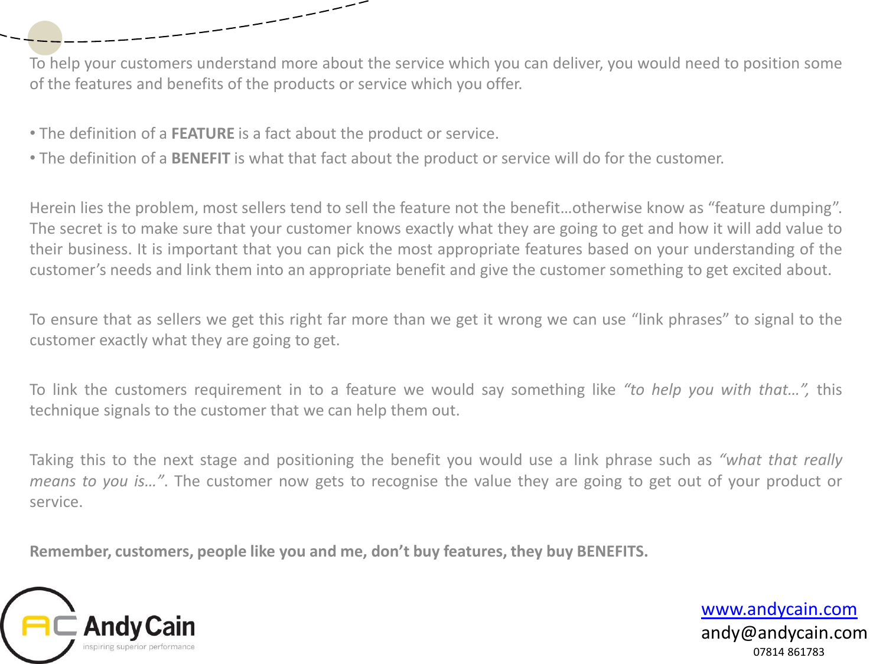To help your customers understand more about the service which you can deliver, you would need to position some of the features and benefits of the products or service which you offer.

- The definition of a **FEATURE** is a fact about the product or service.
- The definition of a **BENEFIT** is what that fact about the product or service will do for the customer.

Herein lies the problem, most sellers tend to sell the feature not the benefit…otherwise know as "feature dumping". The secret is to make sure that your customer knows exactly what they are going to get and how it will add value to their business. It is important that you can pick the most appropriate features based on your understanding of the customer's needs and link them into an appropriate benefit and give the customer something to get excited about.

To ensure that as sellers we get this right far more than we get it wrong we can use "link phrases" to signal to the customer exactly what they are going to get.

To link the customers requirement in to a feature we would say something like *"to help you with that…",* this technique signals to the customer that we can help them out.

Taking this to the next stage and positioning the benefit you would use a link phrase such as *"what that really means to you is…"*. The customer now gets to recognise the value they are going to get out of your product or service.

**Remember, customers, people like you and me, don't buy features, they buy BENEFITS.**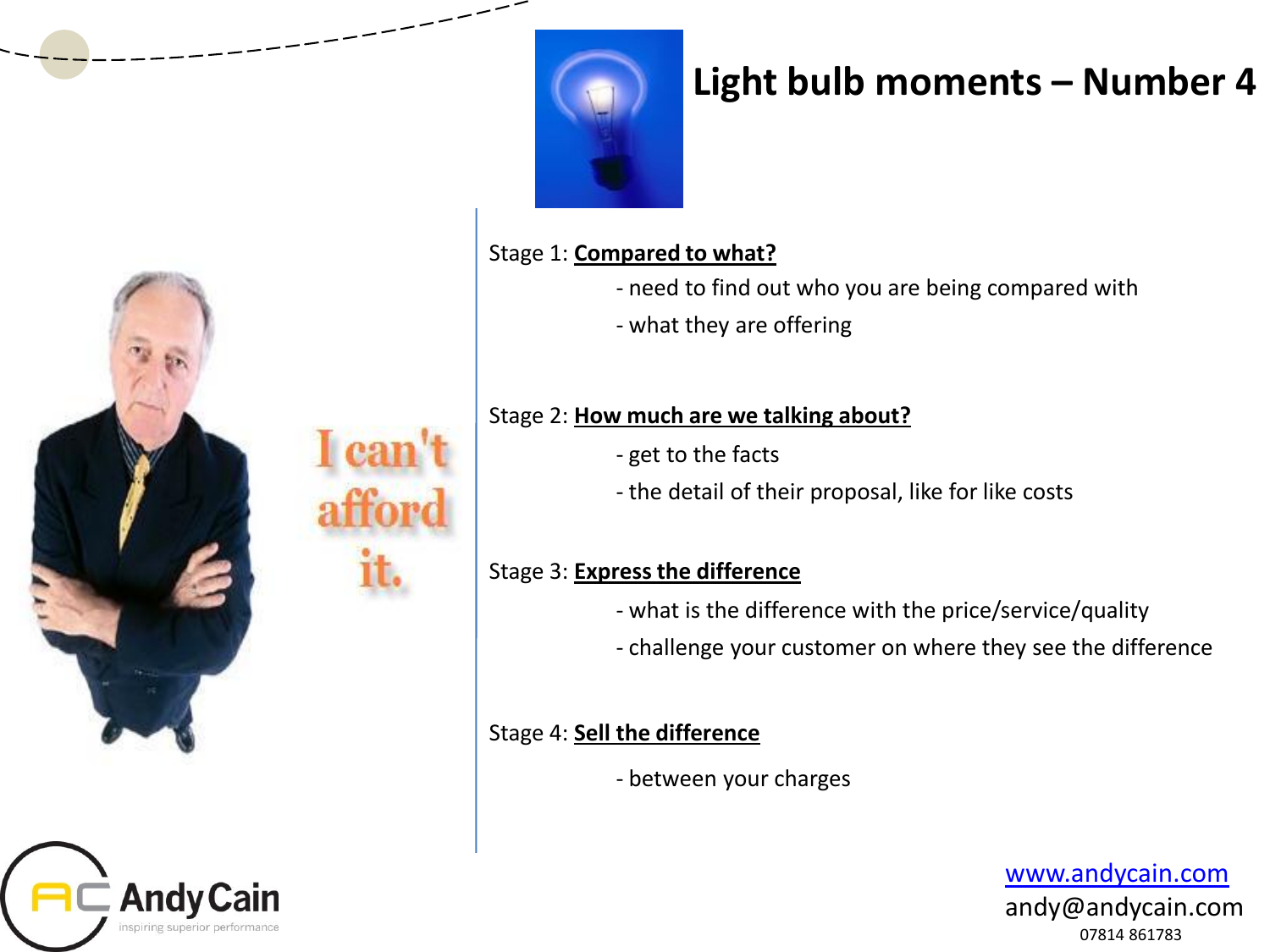# Light bulb moments – Number 4

I can't afford it.

Stage 1: **Compared to what?**

- need to find out who you are being compared with
- what they are offering

Stage 2: **How much are we talking about?**

- get to the facts
- the detail of their proposal, like for like costs

Stage 3: **Express the difference**

- what is the difference with the price/service/quality
- challenge your customer on where they see the difference

Stage 4: **Sell the difference**

- between your charges

AC Andy Cain
inspiring superior performance

www.andycain.com
andy@andycain.com
07814 861783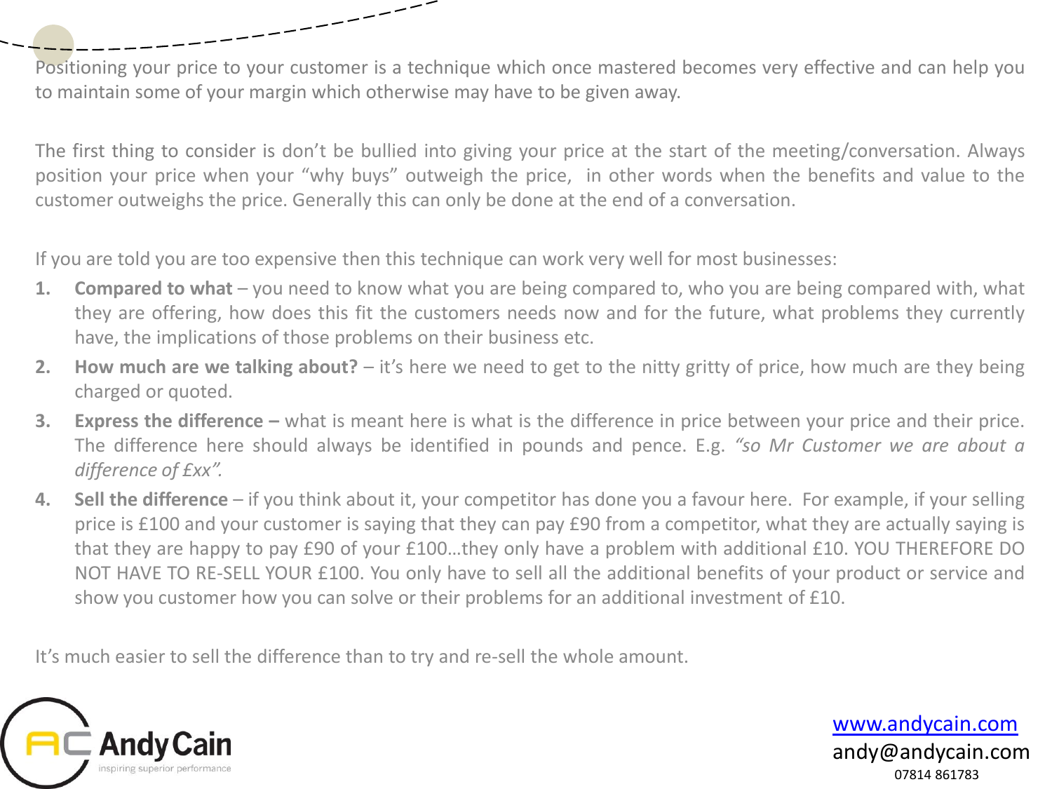Positioning your price to your customer is a technique which once mastered becomes very effective and can help you to maintain some of your margin which otherwise may have to be given away.

The first thing to consider is don't be bullied into giving your price at the start of the meeting/conversation. Always position your price when your "why buys" outweigh the price, in other words when the benefits and value to the customer outweighs the price. Generally this can only be done at the end of a conversation.

If you are told you are too expensive then this technique can work very well for most businesses:

1. **Compared to what** – you need to know what you are being compared to, who you are being compared with, what they are offering, how does this fit the customers needs now and for the future, what problems they currently have, the implications of those problems on their business etc.
2. **How much are we talking about?** – it's here we need to get to the nitty gritty of price, how much are they being charged or quoted.
3. **Express the difference –** what is meant here is what is the difference in price between your price and their price. The difference here should always be identified in pounds and pence. E.g. *"so Mr Customer we are about a difference of £xx".*
4. **Sell the difference** – if you think about it, your competitor has done you a favour here. For example, if your selling price is £100 and your customer is saying that they can pay £90 from a competitor, what they are actually saying is that they are happy to pay £90 of your £100…they only have a problem with additional £10. YOU THEREFORE DO NOT HAVE TO RE-SELL YOUR £100. You only have to sell all the additional benefits of your product or service and show you customer how you can solve or their problems for an additional investment of £10.

It's much easier to sell the difference than to try and re-sell the whole amount.

AC AndyCain
inspiring superior performance

www.andycain.com
andy@andycain.com
07814 861783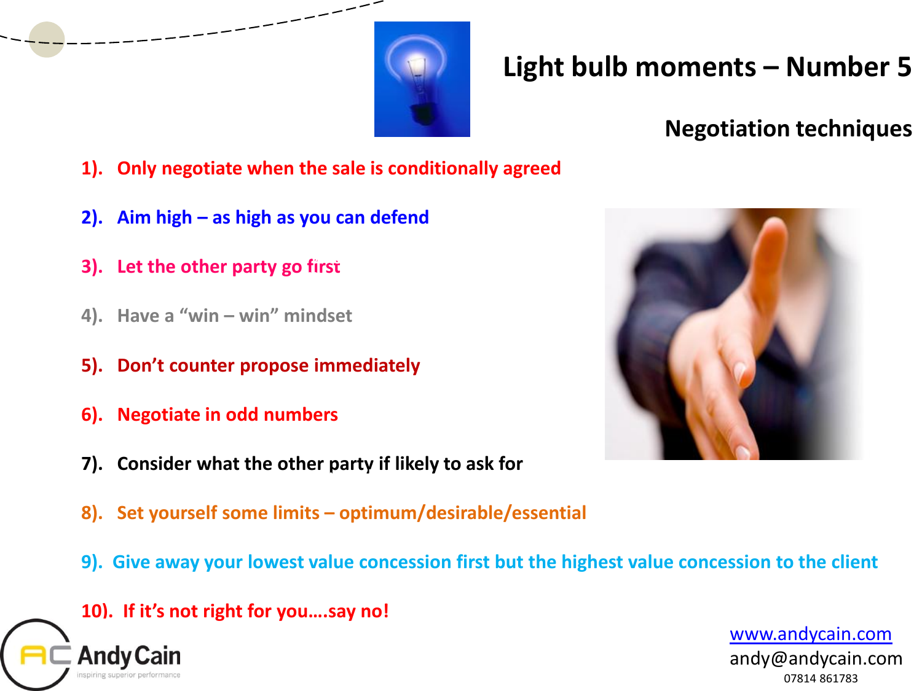# Light bulb moments – Number 5

## Negotiation techniques

1). Only negotiate when the sale is conditionally agreed

2). Aim high – as high as you can defend

3). Let the other party go first

4). Have a “win – win” mindset

5). Don’t counter propose immediately

6). Negotiate in odd numbers

7). Consider what the other party if likely to ask for

8). Set yourself some limits – optimum/desirable/essential

9). Give away your lowest value concession first but the highest value concession to the client

10). If it’s not right for you….say no!

Andy Cain
inspiring superior performance

www.andycain.com
andy@andycain.com
07814 861783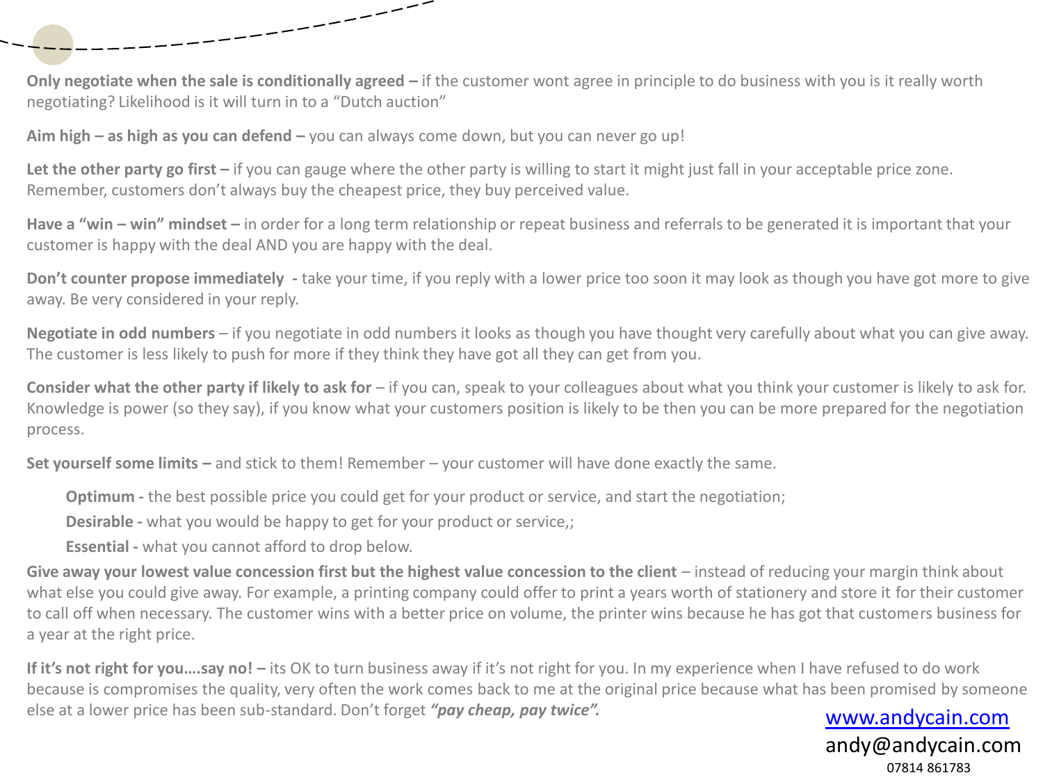**Only negotiate when the sale is conditionally agreed –** if the customer wont agree in principle to do business with you is it really worth negotiating? Likelihood is it will turn in to a "Dutch auction"

**Aim high – as high as you can defend –** you can always come down, but you can never go up!

**Let the other party go first –** if you can gauge where the other party is willing to start it might just fall in your acceptable price zone. Remember, customers don't always buy the cheapest price, they buy perceived value.

**Have a "win – win" mindset –** in order for a long term relationship or repeat business and referrals to be generated it is important that your customer is happy with the deal AND you are happy with the deal.

**Don't counter propose immediately -** take your time, if you reply with a lower price too soon it may look as though you have got more to give away. Be very considered in your reply.

**Negotiate in odd numbers** – if you negotiate in odd numbers it looks as though you have thought very carefully about what you can give away. The customer is less likely to push for more if they think they have got all they can get from you.

**Consider what the other party if likely to ask for** – if you can, speak to your colleagues about what you think your customer is likely to ask for. Knowledge is power (so they say), if you know what your customers position is likely to be then you can be more prepared for the negotiation process.

**Set yourself some limits –** and stick to them! Remember – your customer will have done exactly the same.

> **Optimum -** the best possible price you could get for your product or service, and start the negotiation;
>
> **Desirable -** what you would be happy to get for your product or service,;
>
> **Essential -** what you cannot afford to drop below.

**Give away your lowest value concession first but the highest value concession to the client** – instead of reducing your margin think about what else you could give away. For example, a printing company could offer to print a years worth of stationery and store it for their customer to call off when necessary. The customer wins with a better price on volume, the printer wins because he has got that customers business for a year at the right price.

**If it's not right for you….say no! –** its OK to turn business away if it's not right for you. In my experience when I have refused to do work because is compromises the quality, very often the work comes back to me at the original price because what has been promised by someone else at a lower price has been sub-standard. Don't forget ***"pay cheap, pay twice".***

www.andycain.com
andy@andycain.com
07814 861783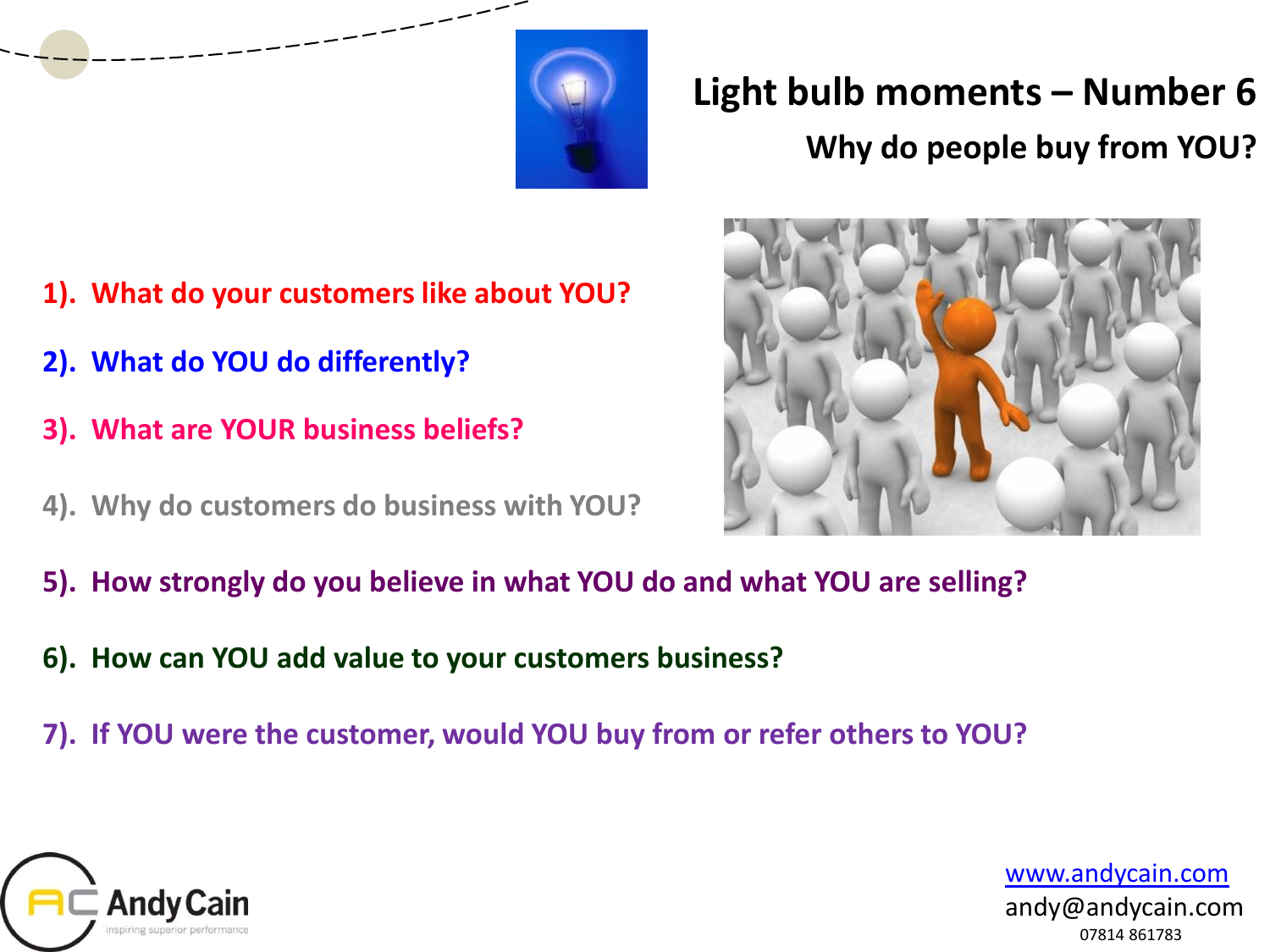# Light bulb moments – Number 6

## Why do people buy from YOU?

1). What do your customers like about YOU?

2). What do YOU do differently?

3). What are YOUR business beliefs?

4). Why do customers do business with YOU?

5). How strongly do you believe in what YOU do and what YOU are selling?

6). How can YOU add value to your customers business?

7). If YOU were the customer, would YOU buy from or refer others to YOU?

AC Andy Cain
inspiring superior performance

www.andycain.com
andy@andycain.com
07814 861783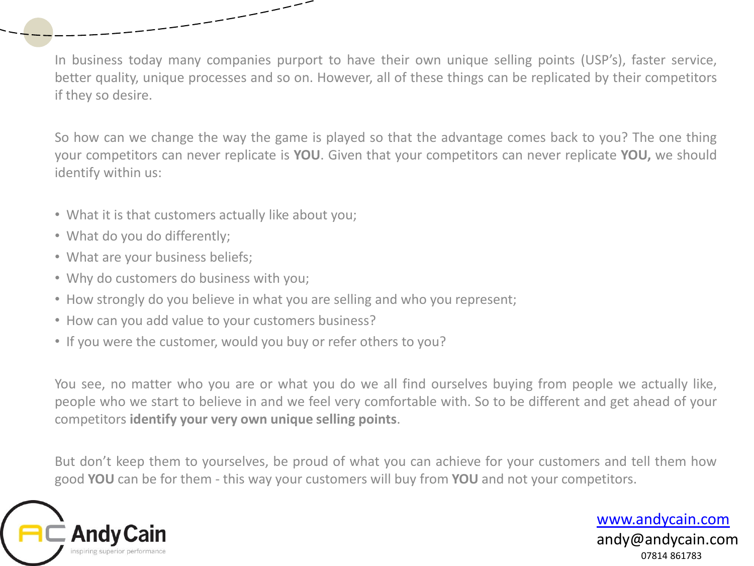In business today many companies purport to have their own unique selling points (USP's), faster service, better quality, unique processes and so on. However, all of these things can be replicated by their competitors if they so desire.

So how can we change the way the game is played so that the advantage comes back to you? The one thing your competitors can never replicate is **YOU**. Given that your competitors can never replicate **YOU,** we should identify within us:

- What it is that customers actually like about you;
- What do you do differently;
- What are your business beliefs;
- Why do customers do business with you;
- How strongly do you believe in what you are selling and who you represent;
- How can you add value to your customers business?
- If you were the customer, would you buy or refer others to you?

You see, no matter who you are or what you do we all find ourselves buying from people we actually like, people who we start to believe in and we feel very comfortable with. So to be different and get ahead of your competitors **identify your very own unique selling points**.

But don't keep them to yourselves, be proud of what you can achieve for your customers and tell them how good **YOU** can be for them - this way your customers will buy from **YOU** and not your competitors.

AC Andy Cain
inspiring superior performance

www.andycain.com
andy@andycain.com
07814 861783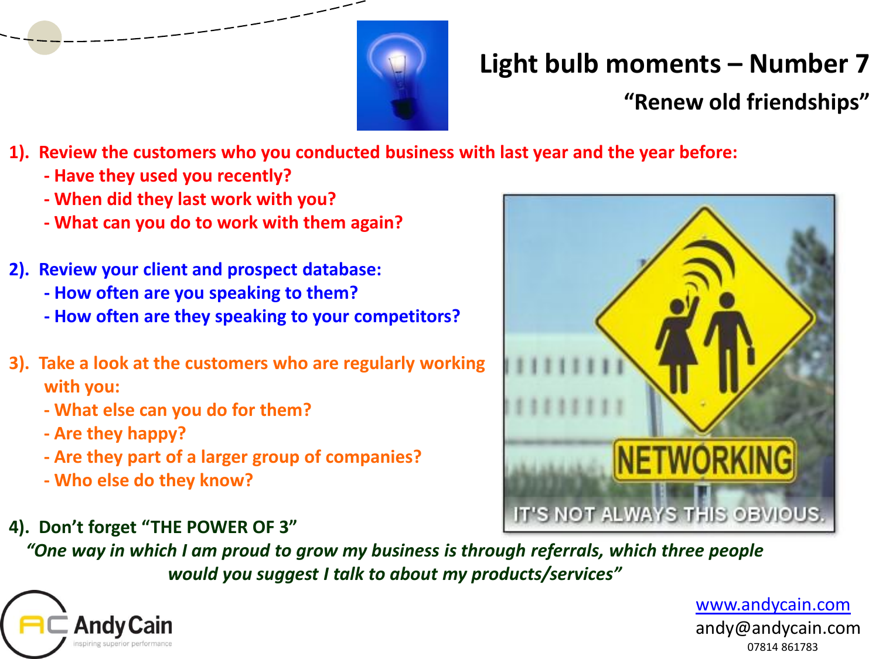# Light bulb moments – Number 7

## "Renew old friendships"

**1). Review the customers who you conducted business with last year and the year before:**

- **Have they used you recently?**
- **When did they last work with you?**
- **What can you do to work with them again?**

**2). Review your client and prospect database:**

- **How often are you speaking to them?**
- **How often are they speaking to your competitors?**

**3). Take a look at the customers who are regularly working with you:**

- **What else can you do for them?**
- **Are they happy?**
- **Are they part of a larger group of companies?**
- **Who else do they know?**

**4). Don't forget "THE POWER OF 3"**

***"One way in which I am proud to grow my business is through referrals, which three people would you suggest I talk to about my products/services"***

www.andycain.com
andy@andycain.com
07814 861783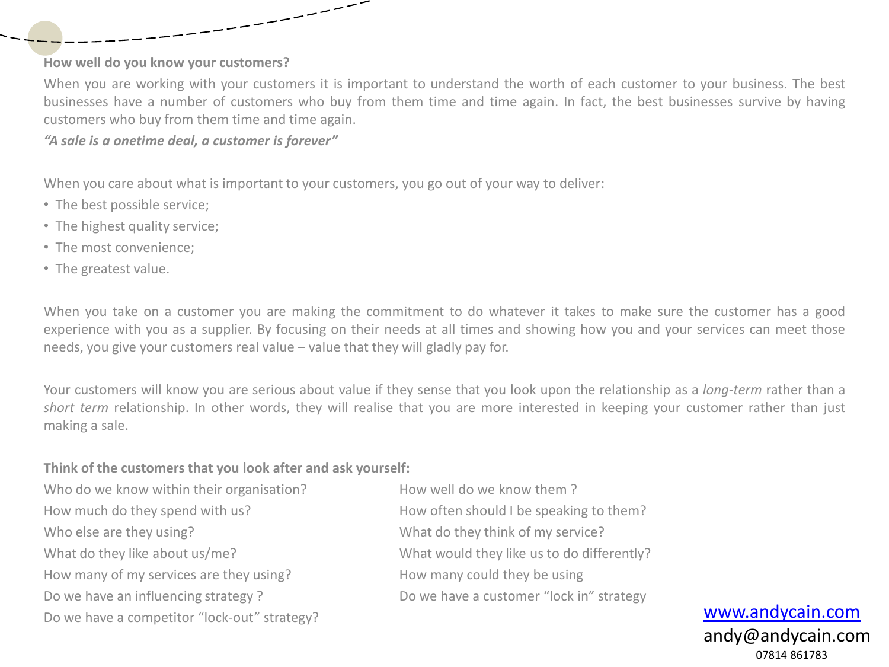**How well do you know your customers?**

When you are working with your customers it is important to understand the worth of each customer to your business. The best businesses have a number of customers who buy from them time and time again. In fact, the best businesses survive by having customers who buy from them time and time again.

***"A sale is a onetime deal, a customer is forever"***

When you care about what is important to your customers, you go out of your way to deliver:

- The best possible service;
- The highest quality service;
- The most convenience;
- The greatest value.

When you take on a customer you are making the commitment to do whatever it takes to make sure the customer has a good experience with you as a supplier. By focusing on their needs at all times and showing how you and your services can meet those needs, you give your customers real value – value that they will gladly pay for.

Your customers will know you are serious about value if they sense that you look upon the relationship as a *long-term* rather than a *short term* relationship. In other words, they will realise that you are more interested in keeping your customer rather than just making a sale.

**Think of the customers that you look after and ask yourself:**

Who do we know within their organisation?

How much do they spend with us?

Who else are they using?

What do they like about us/me?

How many of my services are they using?

Do we have an influencing strategy ?

Do we have a competitor "lock-out" strategy?

How well do we know them ?

How often should I be speaking to them?

What do they think of my service?

What would they like us to do differently?

How many could they be using

Do we have a customer "lock in" strategy

www.andycain.com
andy@andycain.com
07814 861783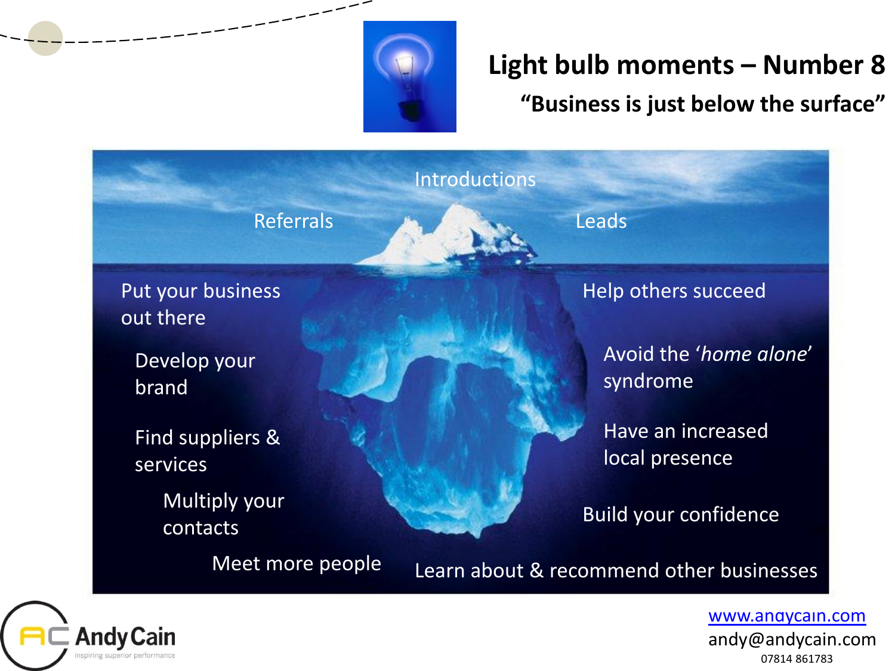# Light bulb moments – Number 8

## "Business is just below the surface"

Introductions

Referrals

Leads

Put your business out there

Develop your brand

Find suppliers & services

Multiply your contacts

Meet more people

Help others succeed

Avoid the '*home alone*' syndrome

Have an increased local presence

Build your confidence

Learn about & recommend other businesses

Andy Cain
inspiring superior performance

www.andycain.com
andy@andycain.com
07814 861783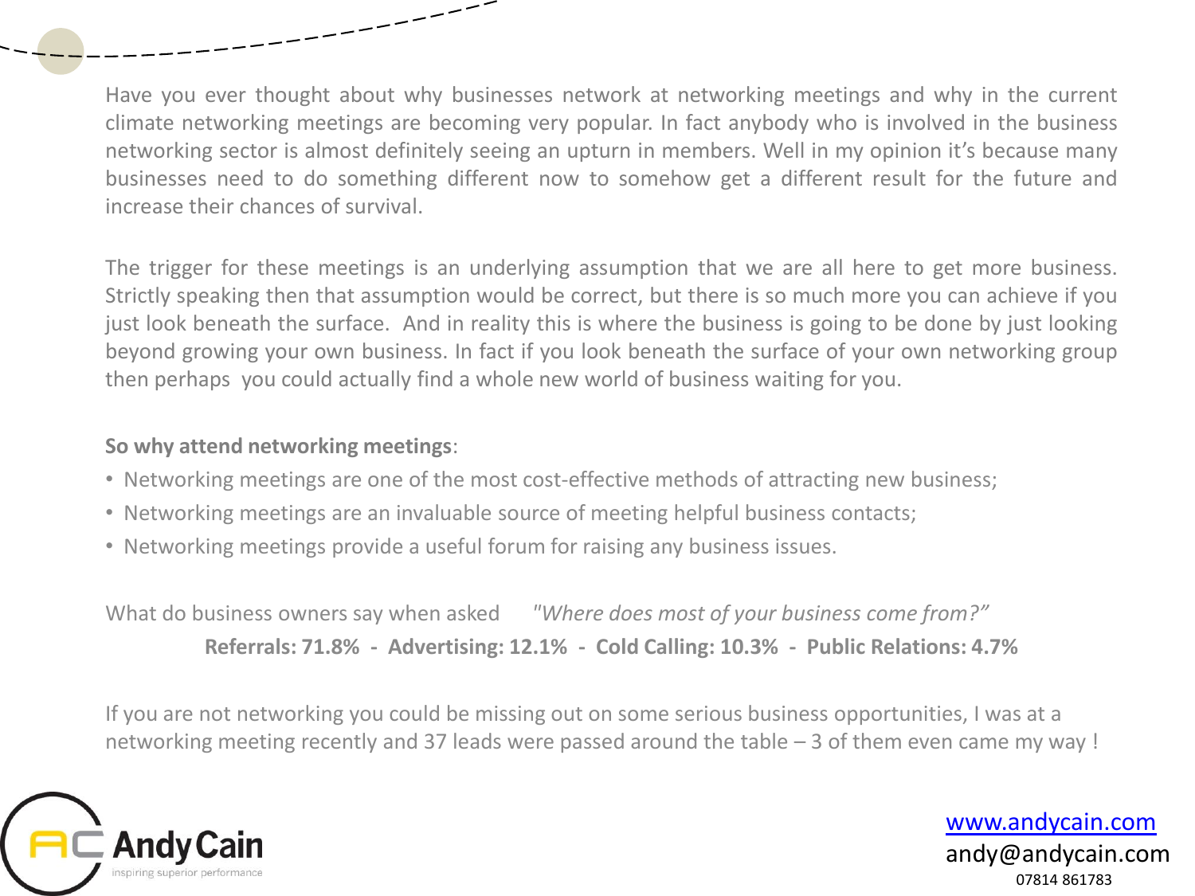Have you ever thought about why businesses network at networking meetings and why in the current climate networking meetings are becoming very popular. In fact anybody who is involved in the business networking sector is almost definitely seeing an upturn in members. Well in my opinion it's because many businesses need to do something different now to somehow get a different result for the future and increase their chances of survival.

The trigger for these meetings is an underlying assumption that we are all here to get more business. Strictly speaking then that assumption would be correct, but there is so much more you can achieve if you just look beneath the surface. And in reality this is where the business is going to be done by just looking beyond growing your own business. In fact if you look beneath the surface of your own networking group then perhaps you could actually find a whole new world of business waiting for you.

**So why attend networking meetings**:

- Networking meetings are one of the most cost-effective methods of attracting new business;
- Networking meetings are an invaluable source of meeting helpful business contacts;
- Networking meetings provide a useful forum for raising any business issues.

What do business owners say when asked *"Where does most of your business come from?"*

**Referrals: 71.8% - Advertising: 12.1% - Cold Calling: 10.3% - Public Relations: 4.7%**

If you are not networking you could be missing out on some serious business opportunities, I was at a networking meeting recently and 37 leads were passed around the table – 3 of them even came my way !

AC Andy Cain
inspiring superior performance

www.andycain.com
andy@andycain.com
07814 861783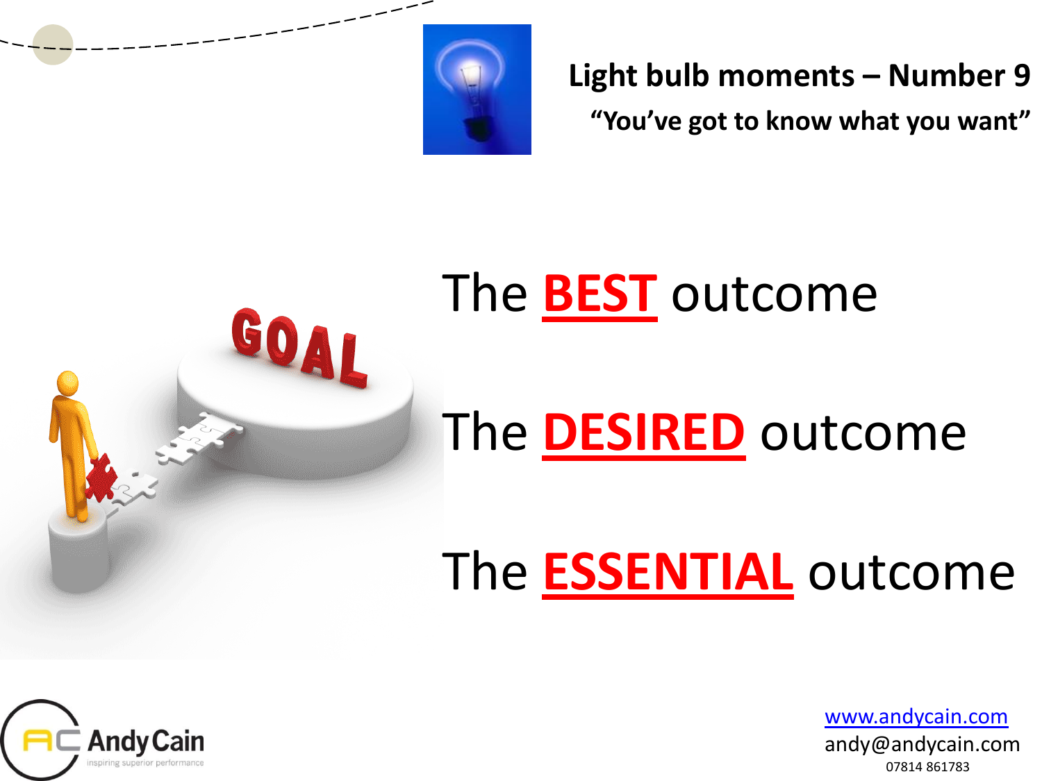## Light bulb moments – Number 9

**"You've got to know what you want"**

The **BEST** outcome

The **DESIRED** outcome

The **ESSENTIAL** outcome

www.andycain.com
andy@andycain.com
07814 861783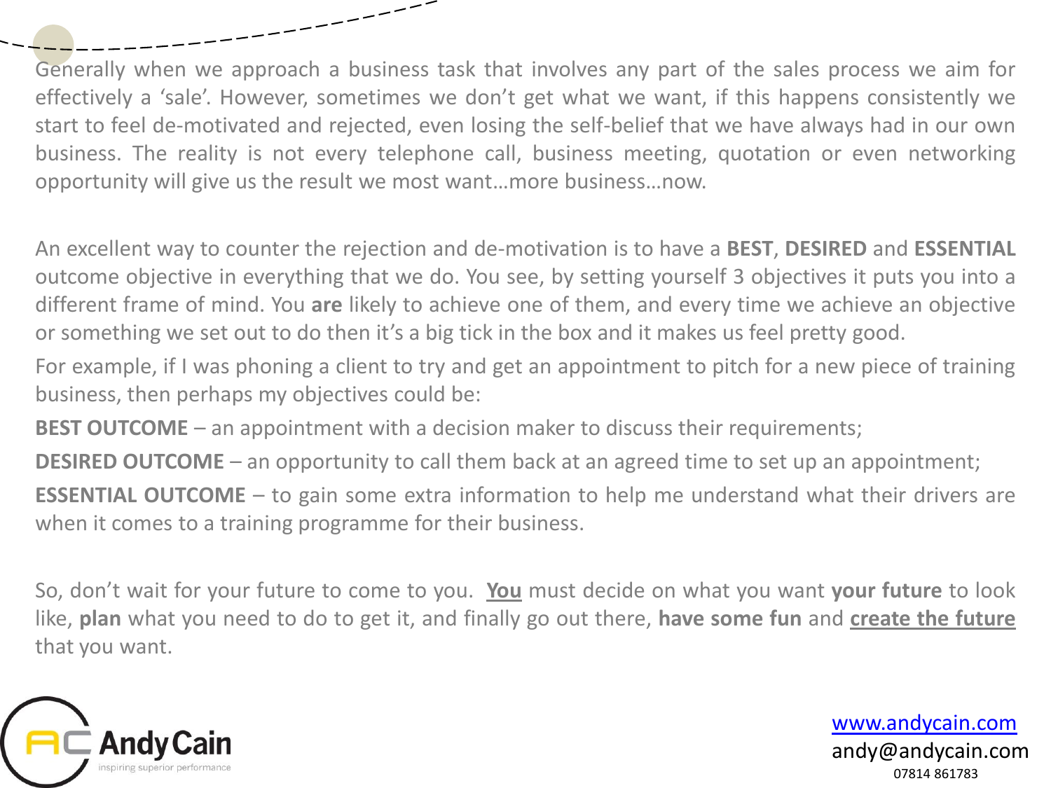Generally when we approach a business task that involves any part of the sales process we aim for effectively a 'sale'. However, sometimes we don't get what we want, if this happens consistently we start to feel de-motivated and rejected, even losing the self-belief that we have always had in our own business. The reality is not every telephone call, business meeting, quotation or even networking opportunity will give us the result we most want…more business…now.

An excellent way to counter the rejection and de-motivation is to have a **BEST**, **DESIRED** and **ESSENTIAL** outcome objective in everything that we do. You see, by setting yourself 3 objectives it puts you into a different frame of mind. You **are** likely to achieve one of them, and every time we achieve an objective or something we set out to do then it's a big tick in the box and it makes us feel pretty good.

For example, if I was phoning a client to try and get an appointment to pitch for a new piece of training business, then perhaps my objectives could be:

**BEST OUTCOME** – an appointment with a decision maker to discuss their requirements;

**DESIRED OUTCOME** – an opportunity to call them back at an agreed time to set up an appointment;

**ESSENTIAL OUTCOME** – to gain some extra information to help me understand what their drivers are when it comes to a training programme for their business.

So, don't wait for your future to come to you. **You** must decide on what you want **your future** to look like, **plan** what you need to do to get it, and finally go out there, **have some fun** and **create the future** that you want.

AndyCain
inspiring superior performance

www.andycain.com
andy@andycain.com
07814 861783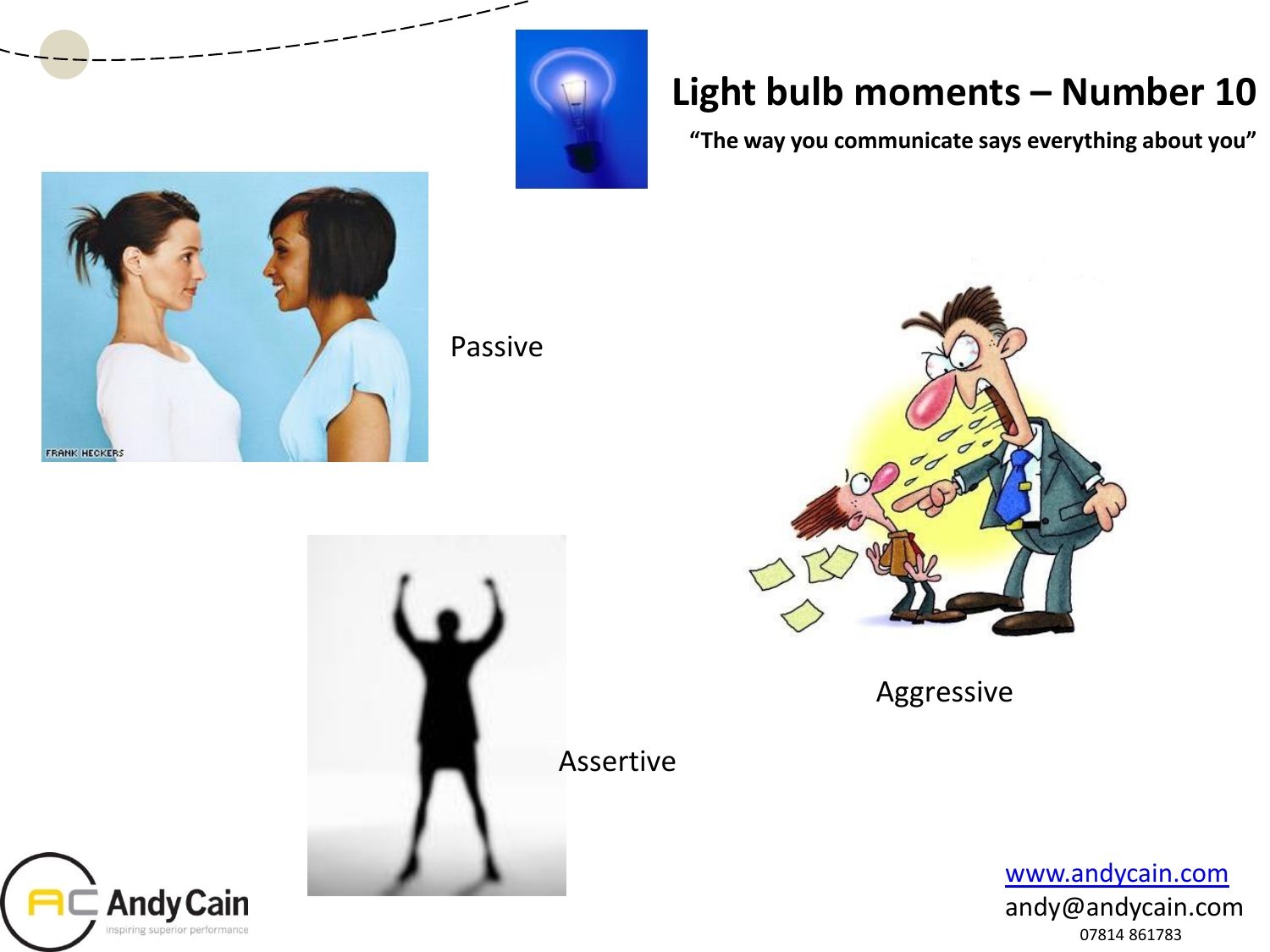# Light bulb moments – Number 10

**"The way you communicate says everything about you"**

Passive

Aggressive

Assertive

www.andycain.com
andy@andycain.com
07814 861783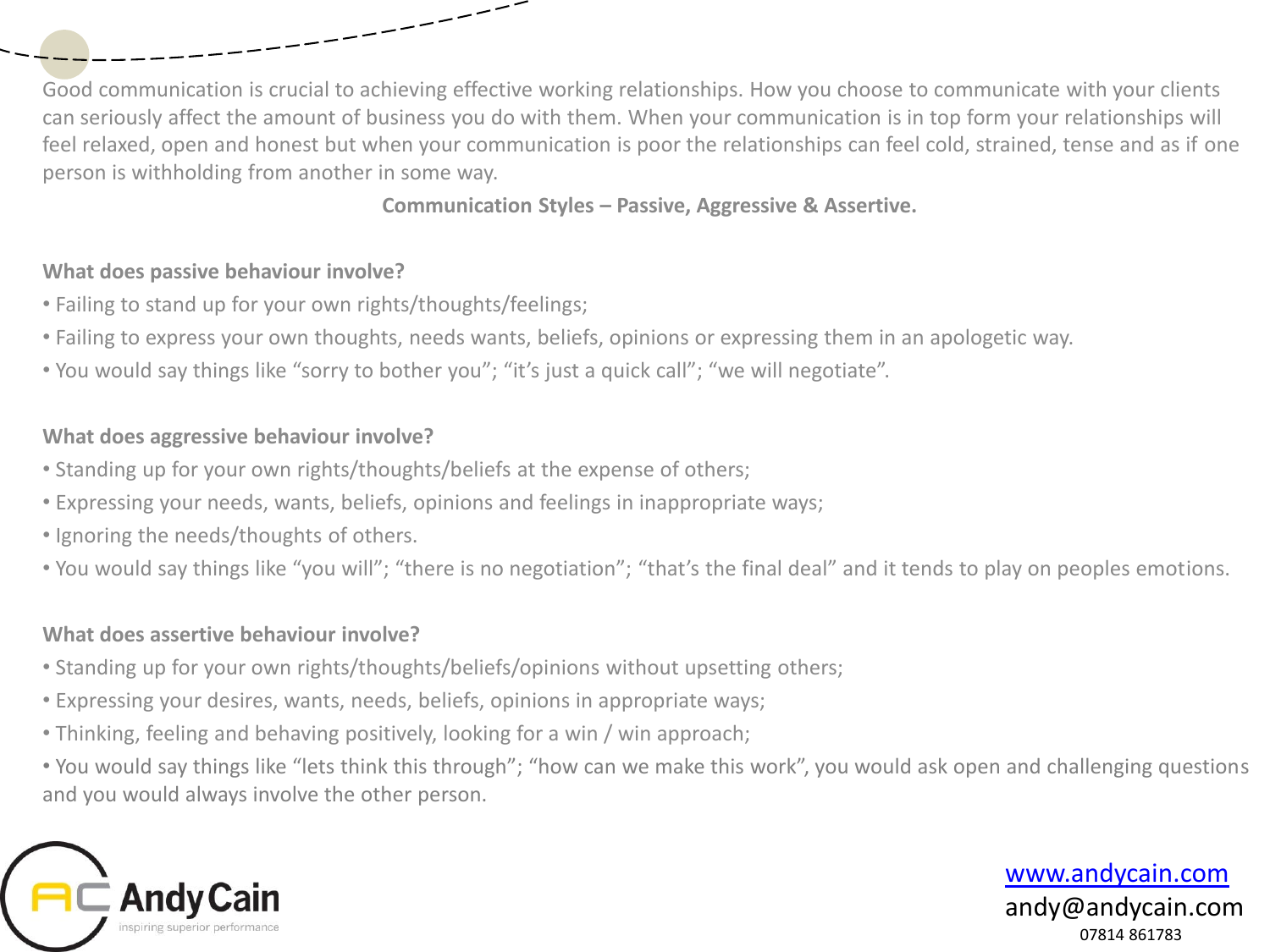Good communication is crucial to achieving effective working relationships. How you choose to communicate with your clients can seriously affect the amount of business you do with them. When your communication is in top form your relationships will feel relaxed, open and honest but when your communication is poor the relationships can feel cold, strained, tense and as if one person is withholding from another in some way.

**Communication Styles – Passive, Aggressive & Assertive.**

**What does passive behaviour involve?**

- Failing to stand up for your own rights/thoughts/feelings;
- Failing to express your own thoughts, needs wants, beliefs, opinions or expressing them in an apologetic way.
- You would say things like “sorry to bother you”; “it’s just a quick call”; “we will negotiate”.

**What does aggressive behaviour involve?**

- Standing up for your own rights/thoughts/beliefs at the expense of others;
- Expressing your needs, wants, beliefs, opinions and feelings in inappropriate ways;
- Ignoring the needs/thoughts of others.
- You would say things like “you will”; “there is no negotiation”; “that’s the final deal” and it tends to play on peoples emotions.

**What does assertive behaviour involve?**

- Standing up for your own rights/thoughts/beliefs/opinions without upsetting others;
- Expressing your desires, wants, needs, beliefs, opinions in appropriate ways;
- Thinking, feeling and behaving positively, looking for a win / win approach;
- You would say things like “lets think this through”; “how can we make this work”, you would ask open and challenging questions and you would always involve the other person.

AC Andy Cain
inspiring superior performance

www.andycain.com
andy@andycain.com
07814 861783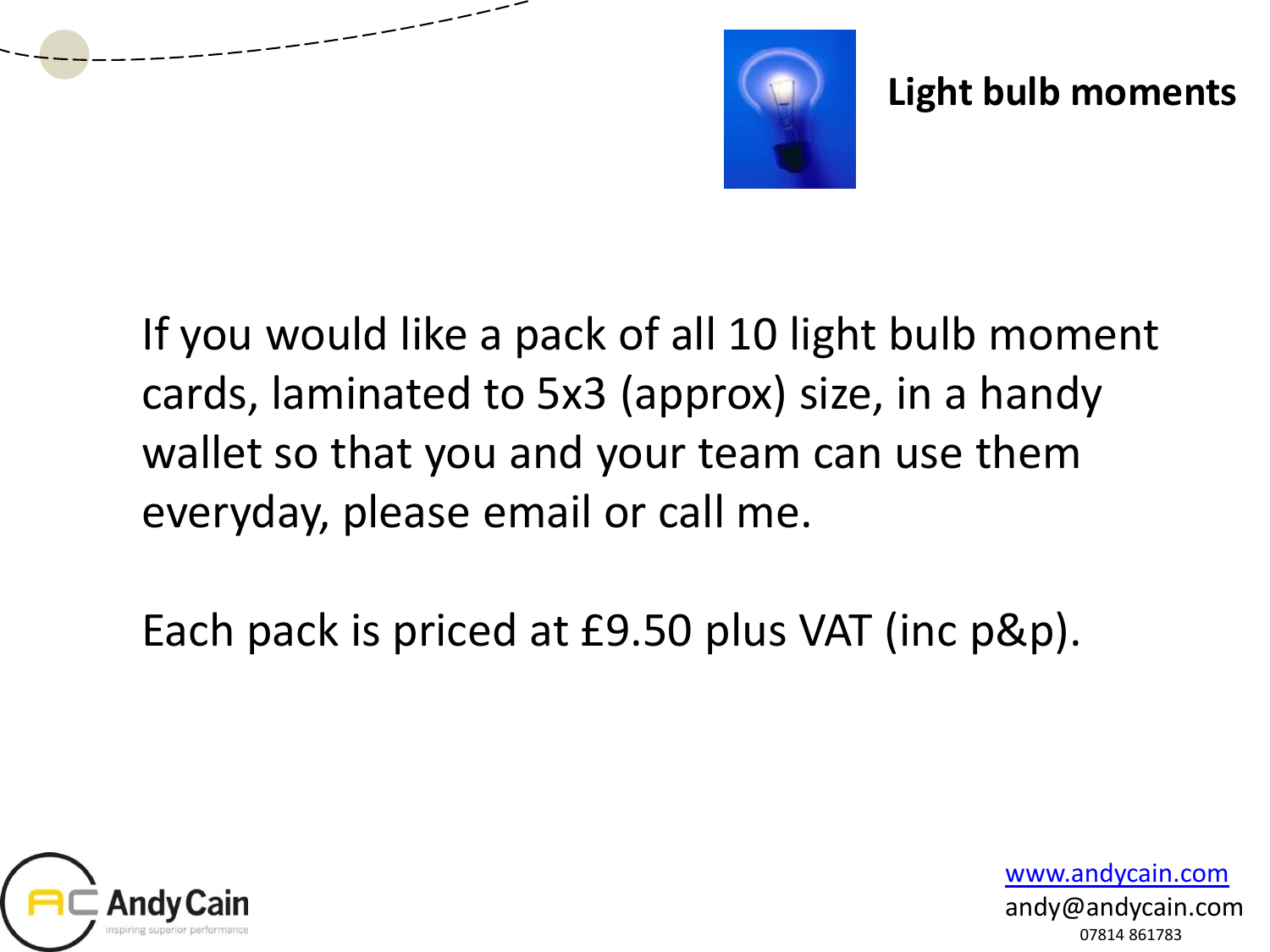**Light bulb moments**

If you would like a pack of all 10 light bulb moment cards, laminated to 5x3 (approx) size, in a handy wallet so that you and your team can use them everyday, please email or call me.

Each pack is priced at £9.50 plus VAT (inc p&p).

Andy Cain
inspiring superior performance

www.andycain.com
andy@andycain.com
07814 861783